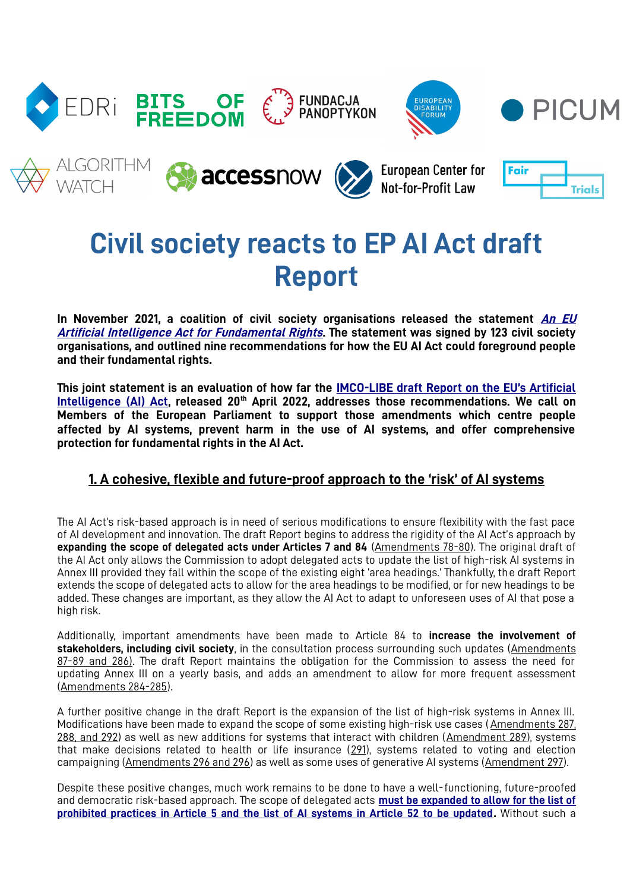# Civil society reacts to EP AI Act draft Report

**In November 2021, a coalition of civil society organisations released the statement *An EU Artificial Intelligence Act for Fundamental Rights*. The statement was signed by 123 civil society organisations, and outlined nine recommendations for how the EU AI Act could foreground people and their fundamental rights.**

**This joint statement is an evaluation of how far the IMCO-LIBE draft Report on the EU's Artificial Intelligence (AI) Act, released 20th April 2022, addresses those recommendations. We call on Members of the European Parliament to support those amendments which centre people affected by AI systems, prevent harm in the use of AI systems, and offer comprehensive protection for fundamental rights in the AI Act.**

## 1. A cohesive, flexible and future-proof approach to the 'risk' of AI systems

The AI Act's risk-based approach is in need of serious modifications to ensure flexibility with the fast pace of AI development and innovation. The draft Report begins to address the rigidity of the AI Act's approach by **expanding the scope of delegated acts under Articles 7 and 84** (Amendments 78-80). The original draft of the AI Act only allows the Commission to adopt delegated acts to update the list of high-risk AI systems in Annex III provided they fall within the scope of the existing eight 'area headings.' Thankfully, the draft Report extends the scope of delegated acts to allow for the area headings to be modified, or for new headings to be added. These changes are important, as they allow the AI Act to adapt to unforeseen uses of AI that pose a high risk.

Additionally, important amendments have been made to Article 84 to **increase the involvement of stakeholders, including civil society**, in the consultation process surrounding such updates (Amendments 87-89 and 286). The draft Report maintains the obligation for the Commission to assess the need for updating Annex III on a yearly basis, and adds an amendment to allow for more frequent assessment (Amendments 284-285).

A further positive change in the draft Report is the expansion of the list of high-risk systems in Annex III. Modifications have been made to expand the scope of some existing high-risk use cases (Amendments 287, 288, and 292) as well as new additions for systems that interact with children (Amendment 289), systems that make decisions related to health or life insurance (291), systems related to voting and election campaigning (Amendments 296 and 296) as well as some uses of generative AI systems (Amendment 297).

Despite these positive changes, much work remains to be done to have a well-functioning, future-proofed and democratic risk-based approach. The scope of delegated acts **must be expanded to allow for the list of prohibited practices in Article 5 and the list of AI systems in Article 52 to be updated.** Without such a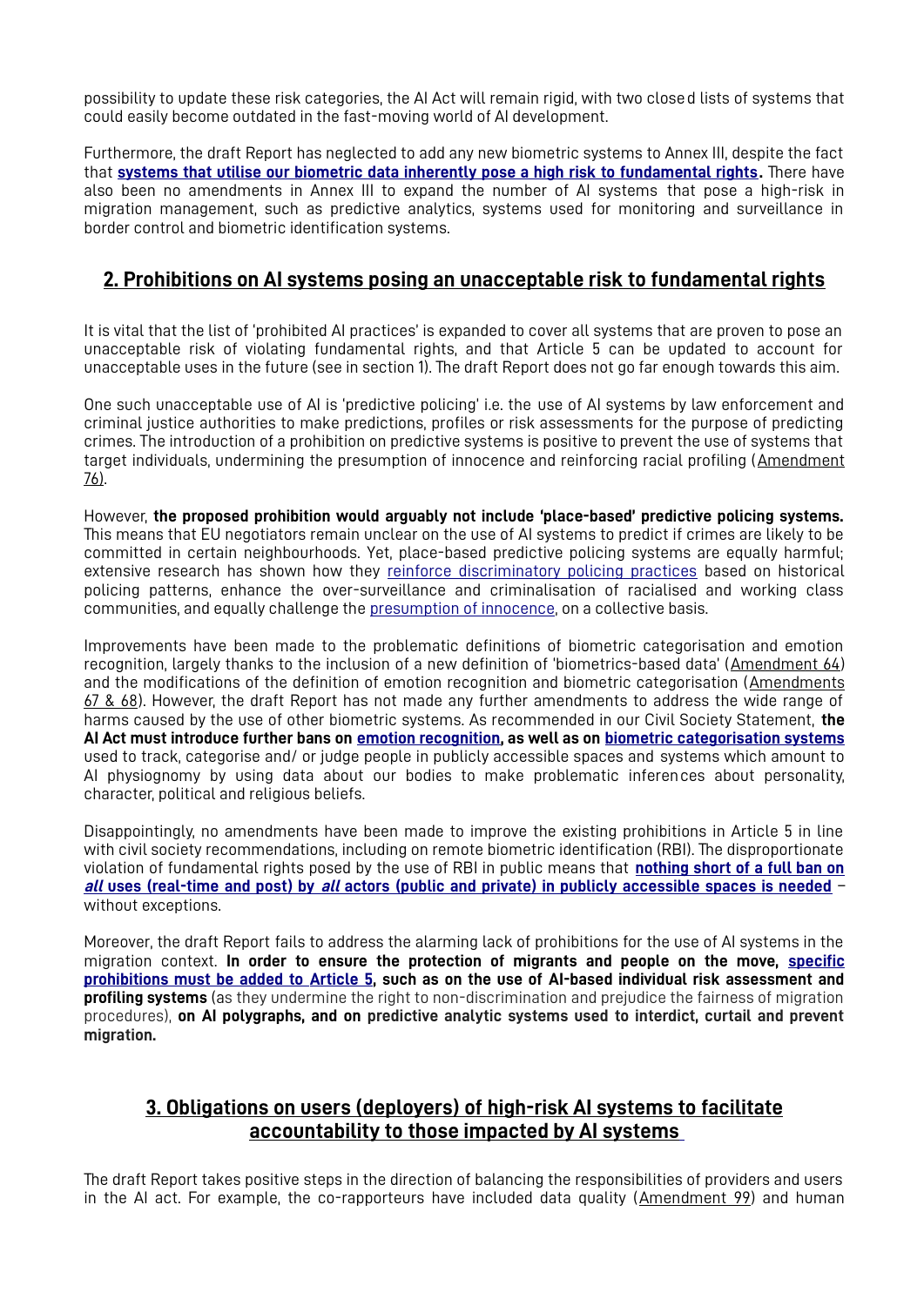possibility to update these risk categories, the AI Act will remain rigid, with two closed lists of systems that could easily become outdated in the fast-moving world of AI development.

Furthermore, the draft Report has neglected to add any new biometric systems to Annex III, despite the fact that **systems that utilise our biometric data inherently pose a high risk to fundamental rights.** There have also been no amendments in Annex III to expand the number of AI systems that pose a high-risk in migration management, such as predictive analytics, systems used for monitoring and surveillance in border control and biometric identification systems.

## 2. Prohibitions on AI systems posing an unacceptable risk to fundamental rights

It is vital that the list of 'prohibited AI practices' is expanded to cover all systems that are proven to pose an unacceptable risk of violating fundamental rights, and that Article 5 can be updated to account for unacceptable uses in the future (see in section 1). The draft Report does not go far enough towards this aim.

One such unacceptable use of AI is 'predictive policing' i.e. the use of AI systems by law enforcement and criminal justice authorities to make predictions, profiles or risk assessments for the purpose of predicting crimes. The introduction of a prohibition on predictive systems is positive to prevent the use of systems that target individuals, undermining the presumption of innocence and reinforcing racial profiling (Amendment 76).

However, **the proposed prohibition would arguably not include 'place-based' predictive policing systems.** This means that EU negotiators remain unclear on the use of AI systems to predict if crimes are likely to be committed in certain neighbourhoods. Yet, place-based predictive policing systems are equally harmful; extensive research has shown how they reinforce discriminatory policing practices based on historical policing patterns, enhance the over-surveillance and criminalisation of racialised and working class communities, and equally challenge the presumption of innocence, on a collective basis.

Improvements have been made to the problematic definitions of biometric categorisation and emotion recognition, largely thanks to the inclusion of a new definition of 'biometrics-based data' (Amendment 64) and the modifications of the definition of emotion recognition and biometric categorisation (Amendments 67 & 68). However, the draft Report has not made any further amendments to address the wide range of harms caused by the use of other biometric systems. As recommended in our Civil Society Statement, **the AI Act must introduce further bans on emotion recognition, as well as on biometric categorisation systems** used to track, categorise and/ or judge people in publicly accessible spaces and systems which amount to AI physiognomy by using data about our bodies to make problematic inferences about personality, character, political and religious beliefs.

Disappointingly, no amendments have been made to improve the existing prohibitions in Article 5 in line with civil society recommendations, including on remote biometric identification (RBI). The disproportionate violation of fundamental rights posed by the use of RBI in public means that **nothing short of a full ban on *all* uses (real-time and post) by *all* actors (public and private) in publicly accessible spaces is needed** – without exceptions.

Moreover, the draft Report fails to address the alarming lack of prohibitions for the use of AI systems in the migration context. **In order to ensure the protection of migrants and people on the move, specific prohibitions must be added to Article 5, such as on the use of AI-based individual risk assessment and profiling systems** (as they undermine the right to non-discrimination and prejudice the fairness of migration procedures), **on AI polygraphs, and on predictive analytic systems used to interdict, curtail and prevent migration.**

## 3. Obligations on users (deployers) of high-risk AI systems to facilitate accountability to those impacted by AI systems

The draft Report takes positive steps in the direction of balancing the responsibilities of providers and users in the AI act. For example, the co-rapporteurs have included data quality (Amendment 99) and human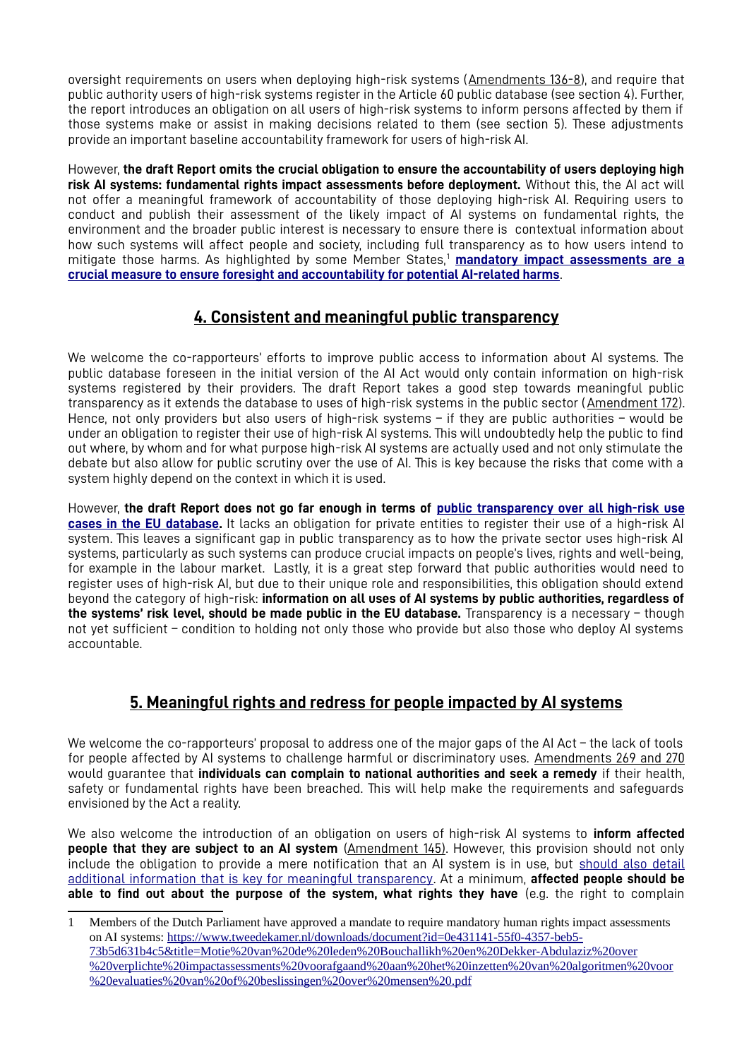oversight requirements on users when deploying high-risk systems (Amendments 136-8), and require that public authority users of high-risk systems register in the Article 60 public database (see section 4). Further, the report introduces an obligation on all users of high-risk systems to inform persons affected by them if those systems make or assist in making decisions related to them (see section 5). These adjustments provide an important baseline accountability framework for users of high-risk AI.

However, **the draft Report omits the crucial obligation to ensure the accountability of users deploying high risk AI systems: fundamental rights impact assessments before deployment.** Without this, the AI act will not offer a meaningful framework of accountability of those deploying high-risk AI. Requiring users to conduct and publish their assessment of the likely impact of AI systems on fundamental rights, the environment and the broader public interest is necessary to ensure there is contextual information about how such systems will affect people and society, including full transparency as to how users intend to mitigate those harms. As highlighted by some Member States,[1] **mandatory impact assessments are a crucial measure to ensure foresight and accountability for potential AI-related harms**.

## 4. Consistent and meaningful public transparency

We welcome the co-rapporteurs' efforts to improve public access to information about AI systems. The public database foreseen in the initial version of the AI Act would only contain information on high-risk systems registered by their providers. The draft Report takes a good step towards meaningful public transparency as it extends the database to uses of high-risk systems in the public sector (Amendment 172). Hence, not only providers but also users of high-risk systems – if they are public authorities – would be under an obligation to register their use of high-risk AI systems. This will undoubtedly help the public to find out where, by whom and for what purpose high-risk AI systems are actually used and not only stimulate the debate but also allow for public scrutiny over the use of AI. This is key because the risks that come with a system highly depend on the context in which it is used.

However, **the draft Report does not go far enough in terms of public transparency over all high-risk use cases in the EU database.** It lacks an obligation for private entities to register their use of a high-risk AI system. This leaves a significant gap in public transparency as to how the private sector uses high-risk AI systems, particularly as such systems can produce crucial impacts on people's lives, rights and well-being, for example in the labour market. Lastly, it is a great step forward that public authorities would need to register uses of high-risk AI, but due to their unique role and responsibilities, this obligation should extend beyond the category of high-risk: **information on all uses of AI systems by public authorities, regardless of the systems' risk level, should be made public in the EU database.** Transparency is a necessary – though not yet sufficient – condition to holding not only those who provide but also those who deploy AI systems accountable.

## 5. Meaningful rights and redress for people impacted by AI systems

We welcome the co-rapporteurs' proposal to address one of the major gaps of the AI Act – the lack of tools for people affected by AI systems to challenge harmful or discriminatory uses. Amendments 269 and 270 would guarantee that **individuals can complain to national authorities and seek a remedy** if their health, safety or fundamental rights have been breached. This will help make the requirements and safeguards envisioned by the Act a reality.

We also welcome the introduction of an obligation on users of high-risk AI systems to **inform affected people that they are subject to an AI system** (Amendment 145). However, this provision should not only include the obligation to provide a mere notification that an AI system is in use, but should also detail additional information that is key for meaningful transparency. At a minimum, **affected people should be able to find out about the purpose of the system, what rights they have** (e.g. the right to complain

---

1 Members of the Dutch Parliament have approved a mandate to require mandatory human rights impact assessments on AI systems: https://www.tweedekamer.nl/downloads/document?id=0e431141-55f0-4357-beb5-73b5d631b4c5&title=Motie%20van%20de%20leden%20Bouchallikh%20en%20Dekker-Abdulaziz%20over%20verplichte%20impactassessments%20voorafgaand%20aan%20het%20inzetten%20van%20algoritmen%20voor%20evaluaties%20van%20of%20beslissingen%20over%20mensen%20.pdf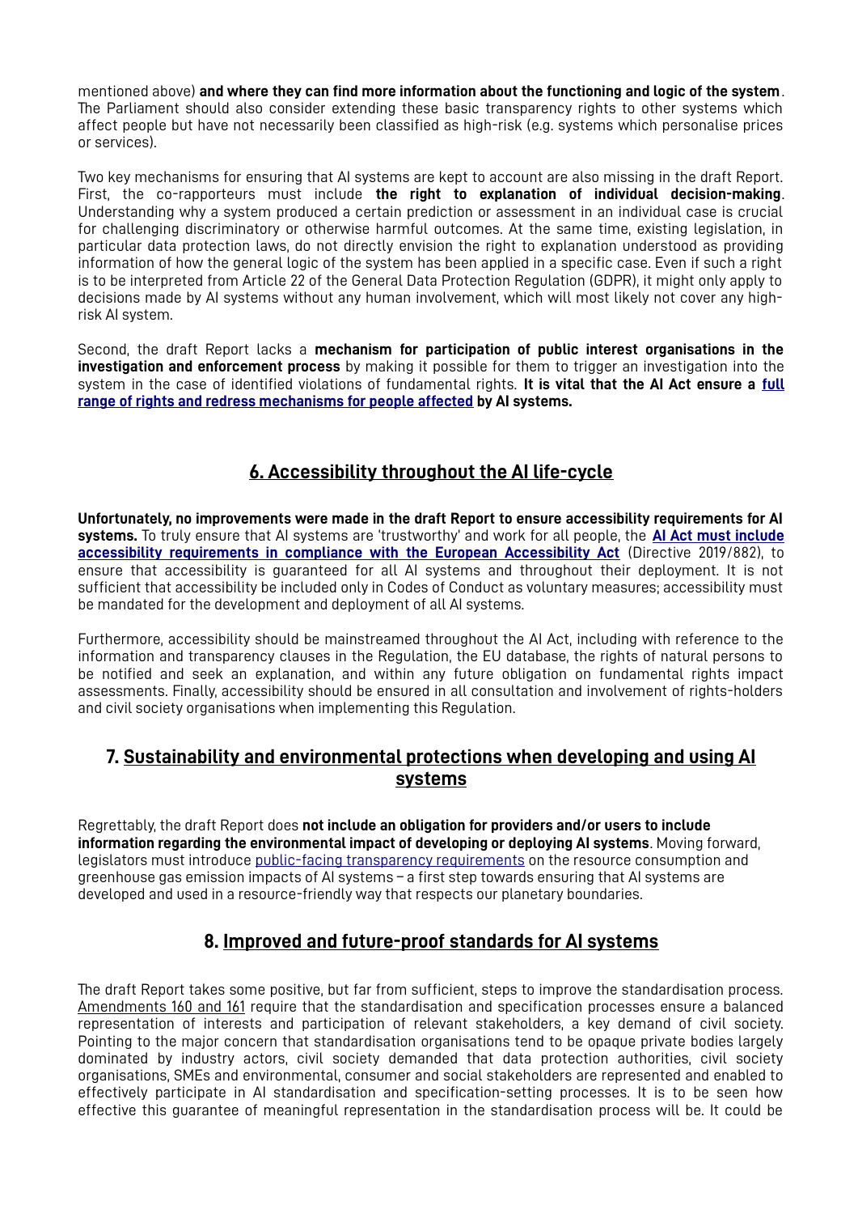mentioned above) **and where they can find more information about the functioning and logic of the system**. The Parliament should also consider extending these basic transparency rights to other systems which affect people but have not necessarily been classified as high-risk (e.g. systems which personalise prices or services).

Two key mechanisms for ensuring that AI systems are kept to account are also missing in the draft Report. First, the co-rapporteurs must include **the right to explanation of individual decision-making**. Understanding why a system produced a certain prediction or assessment in an individual case is crucial for challenging discriminatory or otherwise harmful outcomes. At the same time, existing legislation, in particular data protection laws, do not directly envision the right to explanation understood as providing information of how the general logic of the system has been applied in a specific case. Even if such a right is to be interpreted from Article 22 of the General Data Protection Regulation (GDPR), it might only apply to decisions made by AI systems without any human involvement, which will most likely not cover any high-risk AI system.

Second, the draft Report lacks a **mechanism for participation of public interest organisations in the investigation and enforcement process** by making it possible for them to trigger an investigation into the system in the case of identified violations of fundamental rights. **It is vital that the AI Act ensure a full range of rights and redress mechanisms for people affected by AI systems.**

## 6. Accessibility throughout the AI life-cycle

**Unfortunately, no improvements were made in the draft Report to ensure accessibility requirements for AI systems.** To truly ensure that AI systems are 'trustworthy' and work for all people, the **AI Act must include accessibility requirements in compliance with the European Accessibility Act** (Directive 2019/882), to ensure that accessibility is guaranteed for all AI systems and throughout their deployment. It is not sufficient that accessibility be included only in Codes of Conduct as voluntary measures; accessibility must be mandated for the development and deployment of all AI systems.

Furthermore, accessibility should be mainstreamed throughout the AI Act, including with reference to the information and transparency clauses in the Regulation, the EU database, the rights of natural persons to be notified and seek an explanation, and within any future obligation on fundamental rights impact assessments. Finally, accessibility should be ensured in all consultation and involvement of rights-holders and civil society organisations when implementing this Regulation.

## 7. Sustainability and environmental protections when developing and using AI systems

Regrettably, the draft Report does **not include an obligation for providers and/or users to include information regarding the environmental impact of developing or deploying AI systems**. Moving forward, legislators must introduce public-facing transparency requirements on the resource consumption and greenhouse gas emission impacts of AI systems – a first step towards ensuring that AI systems are developed and used in a resource-friendly way that respects our planetary boundaries.

## 8. Improved and future-proof standards for AI systems

The draft Report takes some positive, but far from sufficient, steps to improve the standardisation process. Amendments 160 and 161 require that the standardisation and specification processes ensure a balanced representation of interests and participation of relevant stakeholders, a key demand of civil society. Pointing to the major concern that standardisation organisations tend to be opaque private bodies largely dominated by industry actors, civil society demanded that data protection authorities, civil society organisations, SMEs and environmental, consumer and social stakeholders are represented and enabled to effectively participate in AI standardisation and specification-setting processes. It is to be seen how effective this guarantee of meaningful representation in the standardisation process will be. It could be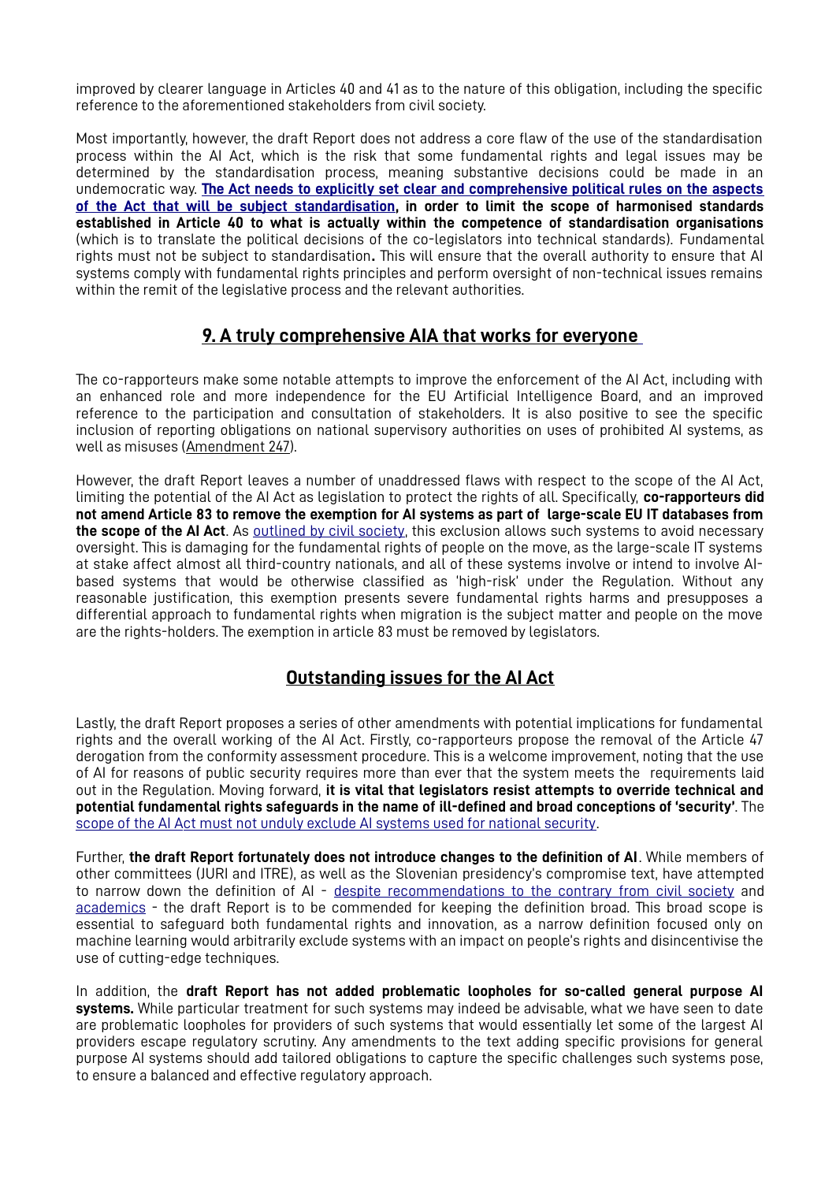improved by clearer language in Articles 40 and 41 as to the nature of this obligation, including the specific reference to the aforementioned stakeholders from civil society.

Most importantly, however, the draft Report does not address a core flaw of the use of the standardisation process within the AI Act, which is the risk that some fundamental rights and legal issues may be determined by the standardisation process, meaning substantive decisions could be made in an undemocratic way. **The Act needs to explicitly set clear and comprehensive political rules on the aspects of the Act that will be subject standardisation, in order to limit the scope of harmonised standards established in Article 40 to what is actually within the competence of standardisation organisations** (which is to translate the political decisions of the co-legislators into technical standards). Fundamental rights must not be subject to standardisation**.** This will ensure that the overall authority to ensure that AI systems comply with fundamental rights principles and perform oversight of non-technical issues remains within the remit of the legislative process and the relevant authorities.

## 9. A truly comprehensive AIA that works for everyone

The co-rapporteurs make some notable attempts to improve the enforcement of the AI Act, including with an enhanced role and more independence for the EU Artificial Intelligence Board, and an improved reference to the participation and consultation of stakeholders. It is also positive to see the specific inclusion of reporting obligations on national supervisory authorities on uses of prohibited AI systems, as well as misuses (Amendment 247).

However, the draft Report leaves a number of unaddressed flaws with respect to the scope of the AI Act, limiting the potential of the AI Act as legislation to protect the rights of all. Specifically, **co-rapporteurs did not amend Article 83 to remove the exemption for AI systems as part of large-scale EU IT databases from the scope of the AI Act**. As outlined by civil society, this exclusion allows such systems to avoid necessary oversight. This is damaging for the fundamental rights of people on the move, as the large-scale IT systems at stake affect almost all third-country nationals, and all of these systems involve or intend to involve AI-based systems that would be otherwise classified as 'high-risk' under the Regulation. Without any reasonable justification, this exemption presents severe fundamental rights harms and presupposes a differential approach to fundamental rights when migration is the subject matter and people on the move are the rights-holders. The exemption in article 83 must be removed by legislators.

## Outstanding issues for the AI Act

Lastly, the draft Report proposes a series of other amendments with potential implications for fundamental rights and the overall working of the AI Act. Firstly, co-rapporteurs propose the removal of the Article 47 derogation from the conformity assessment procedure. This is a welcome improvement, noting that the use of AI for reasons of public security requires more than ever that the system meets the requirements laid out in the Regulation. Moving forward, **it is vital that legislators resist attempts to override technical and potential fundamental rights safeguards in the name of ill-defined and broad conceptions of 'security'**. The scope of the AI Act must not unduly exclude AI systems used for national security.

Further, **the draft Report fortunately does not introduce changes to the definition of AI**. While members of other committees (JURI and ITRE), as well as the Slovenian presidency's compromise text, have attempted to narrow down the definition of AI - despite recommendations to the contrary from civil society and academics - the draft Report is to be commended for keeping the definition broad. This broad scope is essential to safeguard both fundamental rights and innovation, as a narrow definition focused only on machine learning would arbitrarily exclude systems with an impact on people's rights and disincentivise the use of cutting-edge techniques.

In addition, the **draft Report has not added problematic loopholes for so-called general purpose AI systems.** While particular treatment for such systems may indeed be advisable, what we have seen to date are problematic loopholes for providers of such systems that would essentially let some of the largest AI providers escape regulatory scrutiny. Any amendments to the text adding specific provisions for general purpose AI systems should add tailored obligations to capture the specific challenges such systems pose, to ensure a balanced and effective regulatory approach.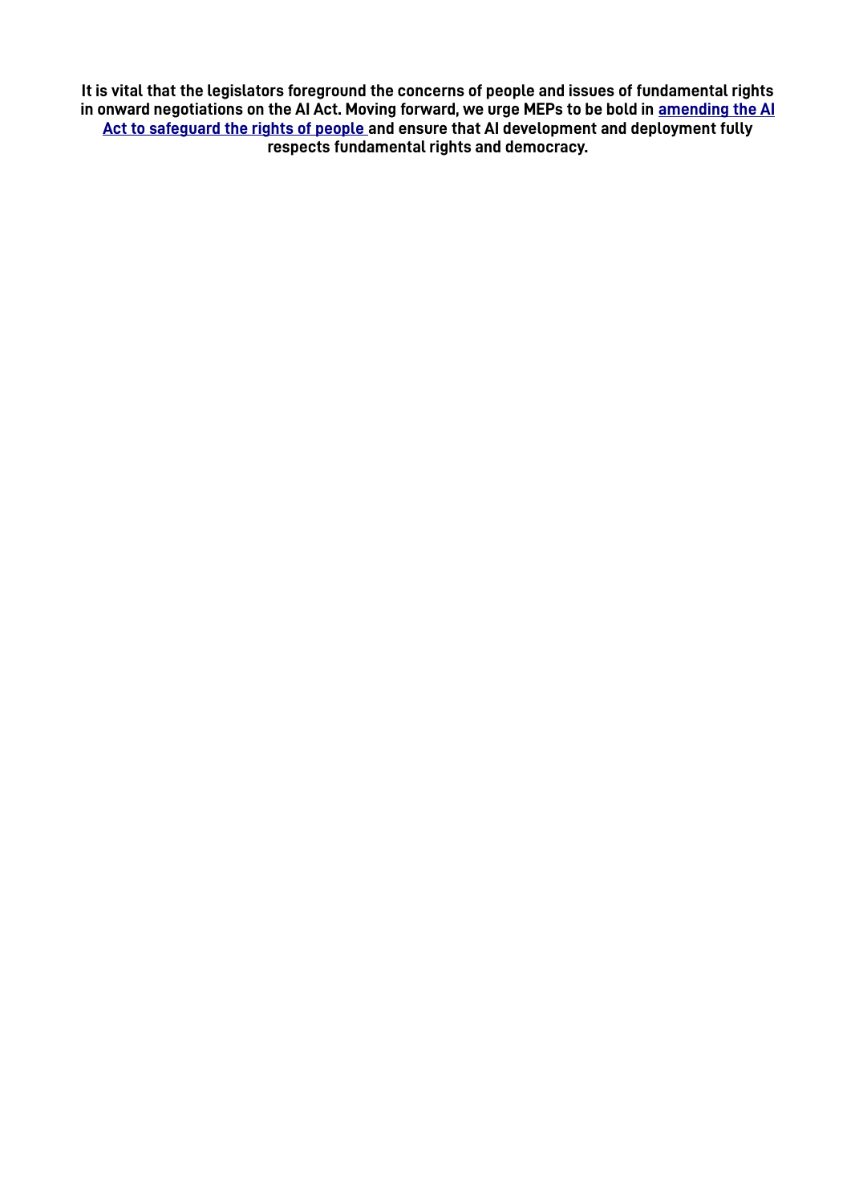**It is vital that the legislators foreground the concerns of people and issues of fundamental rights in onward negotiations on the AI Act. Moving forward, we urge MEPs to be bold in amending the AI Act to safeguard the rights of people and ensure that AI development and deployment fully respects fundamental rights and democracy.**